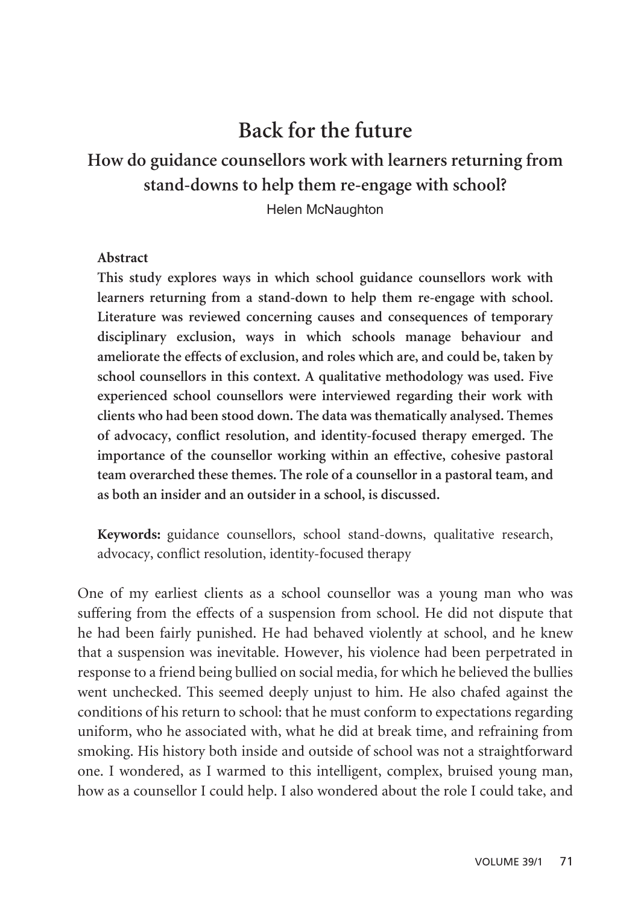# Back for the future

## How do guidance counsellors work with learners returning from stand-downs to help them re-engage with school?

Helen McNaughton

**Abstract**

**This study explores ways in which school guidance counsellors work with learners returning from a stand-down to help them re-engage with school. Literature was reviewed concerning causes and consequences of temporary disciplinary exclusion, ways in which schools manage behaviour and ameliorate the effects of exclusion, and roles which are, and could be, taken by school counsellors in this context. A qualitative methodology was used. Five experienced school counsellors were interviewed regarding their work with clients who had been stood down. The data was thematically analysed. Themes of advocacy, conflict resolution, and identity-focused therapy emerged. The importance of the counsellor working within an effective, cohesive pastoral team overarched these themes. The role of a counsellor in a pastoral team, and as both an insider and an outsider in a school, is discussed.**

**Keywords:** guidance counsellors, school stand-downs, qualitative research, advocacy, conflict resolution, identity-focused therapy

One of my earliest clients as a school counsellor was a young man who was suffering from the effects of a suspension from school. He did not dispute that he had been fairly punished. He had behaved violently at school, and he knew that a suspension was inevitable. However, his violence had been perpetrated in response to a friend being bullied on social media, for which he believed the bullies went unchecked. This seemed deeply unjust to him. He also chafed against the conditions of his return to school: that he must conform to expectations regarding uniform, who he associated with, what he did at break time, and refraining from smoking. His history both inside and outside of school was not a straightforward one. I wondered, as I warmed to this intelligent, complex, bruised young man, how as a counsellor I could help. I also wondered about the role I could take, and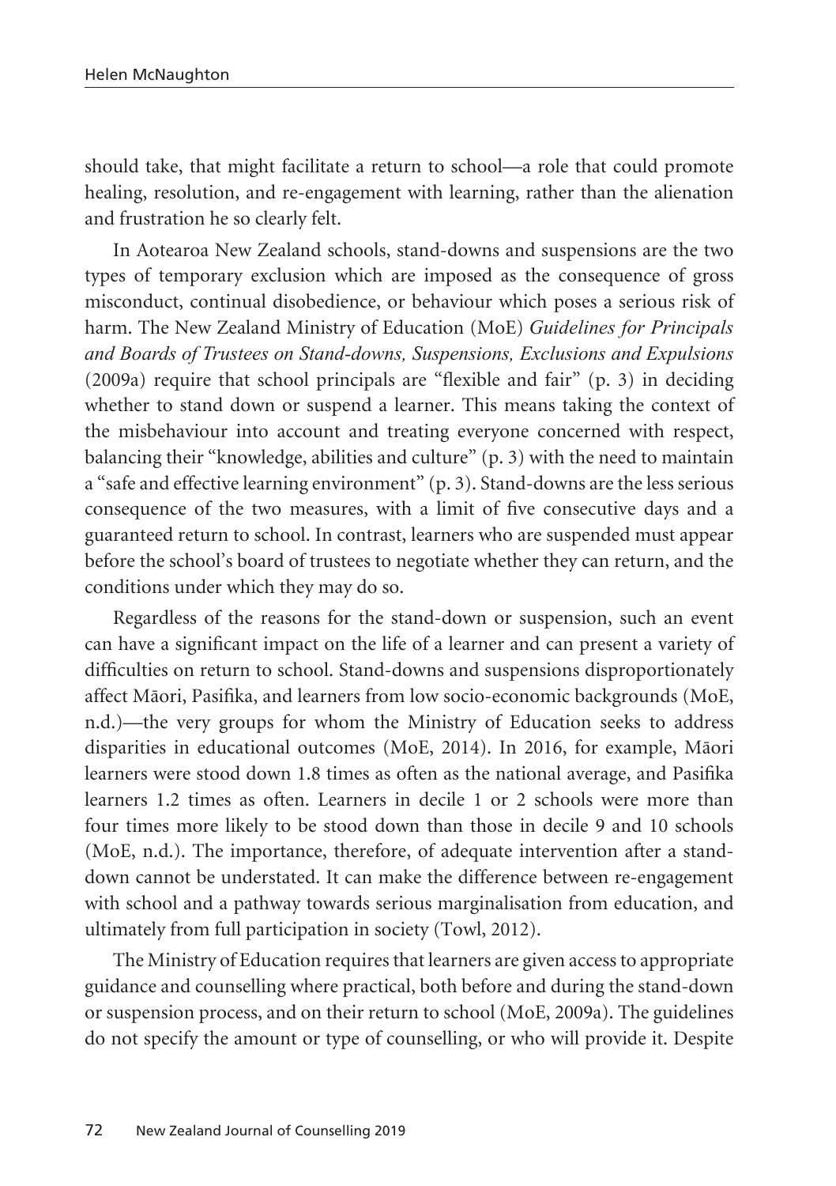should take, that might facilitate a return to school—a role that could promote healing, resolution, and re-engagement with learning, rather than the alienation and frustration he so clearly felt.

In Aotearoa New Zealand schools, stand-downs and suspensions are the two types of temporary exclusion which are imposed as the consequence of gross misconduct, continual disobedience, or behaviour which poses a serious risk of harm. The New Zealand Ministry of Education (MoE) *Guidelines for Principals and Boards of Trustees on Stand-downs, Suspensions, Exclusions and Expulsions* (2009a) require that school principals are "flexible and fair" (p. 3) in deciding whether to stand down or suspend a learner. This means taking the context of the misbehaviour into account and treating everyone concerned with respect, balancing their "knowledge, abilities and culture" (p. 3) with the need to maintain a "safe and effective learning environment" (p. 3). Stand-downs are the less serious consequence of the two measures, with a limit of five consecutive days and a guaranteed return to school. In contrast, learners who are suspended must appear before the school's board of trustees to negotiate whether they can return, and the conditions under which they may do so.

Regardless of the reasons for the stand-down or suspension, such an event can have a significant impact on the life of a learner and can present a variety of difficulties on return to school. Stand-downs and suspensions disproportionately affect Māori, Pasifika, and learners from low socio-economic backgrounds (MoE, n.d.)—the very groups for whom the Ministry of Education seeks to address disparities in educational outcomes (MoE, 2014). In 2016, for example, Māori learners were stood down 1.8 times as often as the national average, and Pasifika learners 1.2 times as often. Learners in decile 1 or 2 schools were more than four times more likely to be stood down than those in decile 9 and 10 schools (MoE, n.d.). The importance, therefore, of adequate intervention after a stand-down cannot be understated. It can make the difference between re-engagement with school and a pathway towards serious marginalisation from education, and ultimately from full participation in society (Towl, 2012).

The Ministry of Education requires that learners are given access to appropriate guidance and counselling where practical, both before and during the stand-down or suspension process, and on their return to school (MoE, 2009a). The guidelines do not specify the amount or type of counselling, or who will provide it. Despite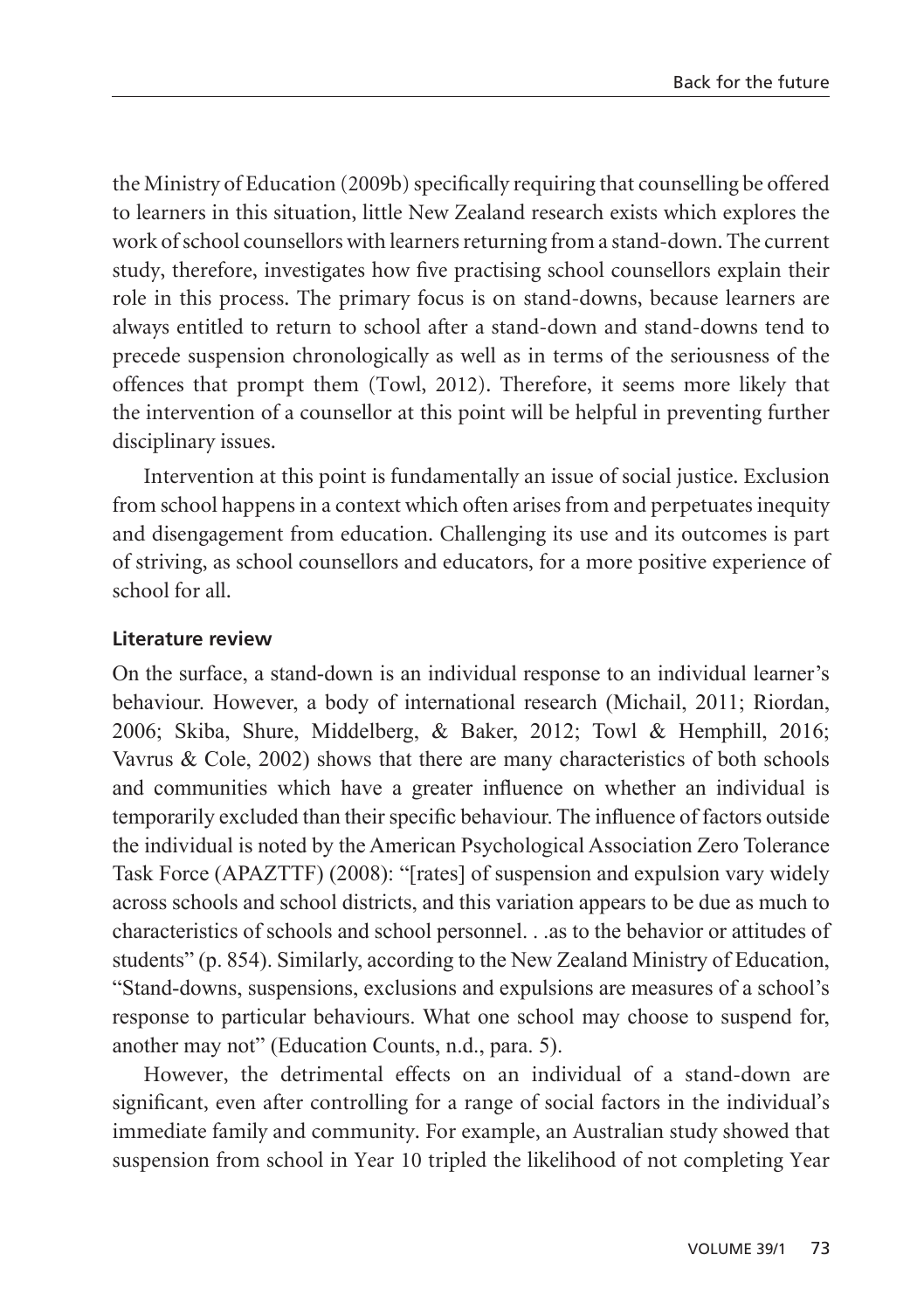the Ministry of Education (2009b) specifically requiring that counselling be offered to learners in this situation, little New Zealand research exists which explores the work of school counsellors with learners returning from a stand-down. The current study, therefore, investigates how five practising school counsellors explain their role in this process. The primary focus is on stand-downs, because learners are always entitled to return to school after a stand-down and stand-downs tend to precede suspension chronologically as well as in terms of the seriousness of the offences that prompt them (Towl, 2012). Therefore, it seems more likely that the intervention of a counsellor at this point will be helpful in preventing further disciplinary issues.

Intervention at this point is fundamentally an issue of social justice. Exclusion from school happens in a context which often arises from and perpetuates inequity and disengagement from education. Challenging its use and its outcomes is part of striving, as school counsellors and educators, for a more positive experience of school for all.

## Literature review

On the surface, a stand-down is an individual response to an individual learner's behaviour. However, a body of international research (Michail, 2011; Riordan, 2006; Skiba, Shure, Middelberg, & Baker, 2012; Towl & Hemphill, 2016; Vavrus & Cole, 2002) shows that there are many characteristics of both schools and communities which have a greater influence on whether an individual is temporarily excluded than their specific behaviour. The influence of factors outside the individual is noted by the American Psychological Association Zero Tolerance Task Force (APAZTTF) (2008): "[rates] of suspension and expulsion vary widely across schools and school districts, and this variation appears to be due as much to characteristics of schools and school personnel. . .as to the behavior or attitudes of students" (p. 854). Similarly, according to the New Zealand Ministry of Education, "Stand-downs, suspensions, exclusions and expulsions are measures of a school's response to particular behaviours. What one school may choose to suspend for, another may not" (Education Counts, n.d., para. 5).

However, the detrimental effects on an individual of a stand-down are significant, even after controlling for a range of social factors in the individual's immediate family and community. For example, an Australian study showed that suspension from school in Year 10 tripled the likelihood of not completing Year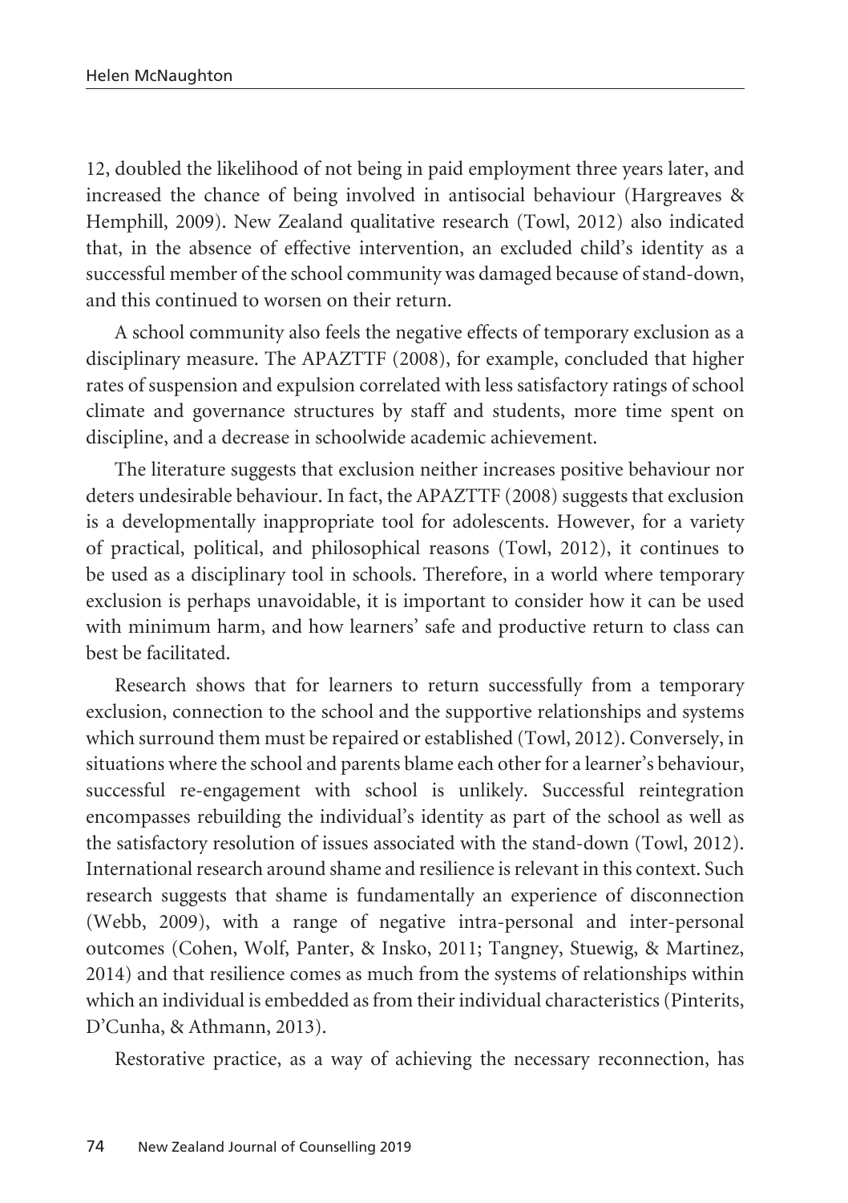12, doubled the likelihood of not being in paid employment three years later, and increased the chance of being involved in antisocial behaviour (Hargreaves & Hemphill, 2009). New Zealand qualitative research (Towl, 2012) also indicated that, in the absence of effective intervention, an excluded child's identity as a successful member of the school community was damaged because of stand-down, and this continued to worsen on their return.

A school community also feels the negative effects of temporary exclusion as a disciplinary measure. The APAZTTF (2008), for example, concluded that higher rates of suspension and expulsion correlated with less satisfactory ratings of school climate and governance structures by staff and students, more time spent on discipline, and a decrease in schoolwide academic achievement.

The literature suggests that exclusion neither increases positive behaviour nor deters undesirable behaviour. In fact, the APAZTTF (2008) suggests that exclusion is a developmentally inappropriate tool for adolescents. However, for a variety of practical, political, and philosophical reasons (Towl, 2012), it continues to be used as a disciplinary tool in schools. Therefore, in a world where temporary exclusion is perhaps unavoidable, it is important to consider how it can be used with minimum harm, and how learners' safe and productive return to class can best be facilitated.

Research shows that for learners to return successfully from a temporary exclusion, connection to the school and the supportive relationships and systems which surround them must be repaired or established (Towl, 2012). Conversely, in situations where the school and parents blame each other for a learner's behaviour, successful re-engagement with school is unlikely. Successful reintegration encompasses rebuilding the individual's identity as part of the school as well as the satisfactory resolution of issues associated with the stand-down (Towl, 2012). International research around shame and resilience is relevant in this context. Such research suggests that shame is fundamentally an experience of disconnection (Webb, 2009), with a range of negative intra-personal and inter-personal outcomes (Cohen, Wolf, Panter, & Insko, 2011; Tangney, Stuewig, & Martinez, 2014) and that resilience comes as much from the systems of relationships within which an individual is embedded as from their individual characteristics (Pinterits, D'Cunha, & Athmann, 2013).

Restorative practice, as a way of achieving the necessary reconnection, has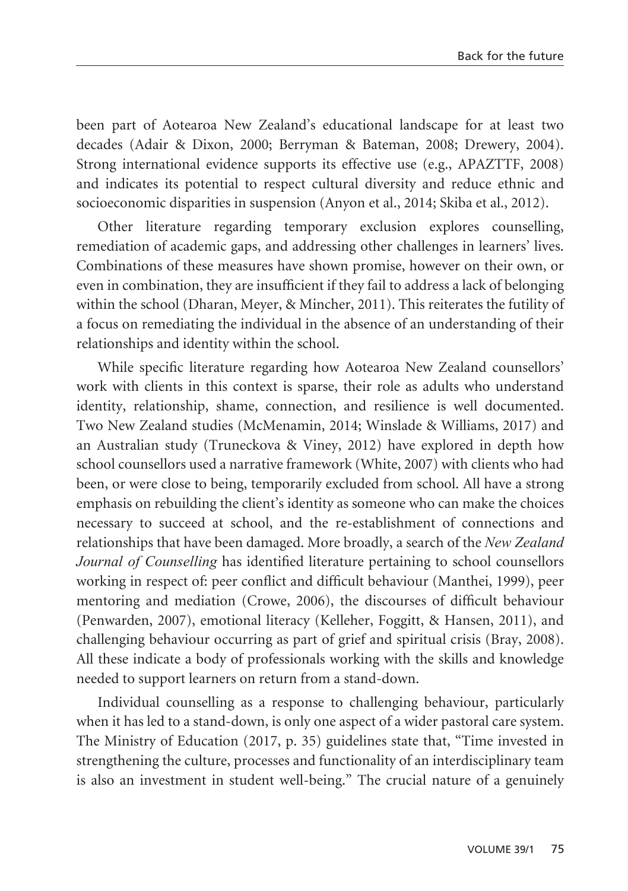been part of Aotearoa New Zealand's educational landscape for at least two decades (Adair & Dixon, 2000; Berryman & Bateman, 2008; Drewery, 2004). Strong international evidence supports its effective use (e.g., APAZTTF, 2008) and indicates its potential to respect cultural diversity and reduce ethnic and socioeconomic disparities in suspension (Anyon et al., 2014; Skiba et al., 2012).

Other literature regarding temporary exclusion explores counselling, remediation of academic gaps, and addressing other challenges in learners' lives. Combinations of these measures have shown promise, however on their own, or even in combination, they are insufficient if they fail to address a lack of belonging within the school (Dharan, Meyer, & Mincher, 2011). This reiterates the futility of a focus on remediating the individual in the absence of an understanding of their relationships and identity within the school.

While specific literature regarding how Aotearoa New Zealand counsellors' work with clients in this context is sparse, their role as adults who understand identity, relationship, shame, connection, and resilience is well documented. Two New Zealand studies (McMenamin, 2014; Winslade & Williams, 2017) and an Australian study (Truneckova & Viney, 2012) have explored in depth how school counsellors used a narrative framework (White, 2007) with clients who had been, or were close to being, temporarily excluded from school. All have a strong emphasis on rebuilding the client's identity as someone who can make the choices necessary to succeed at school, and the re-establishment of connections and relationships that have been damaged. More broadly, a search of the *New Zealand Journal of Counselling* has identified literature pertaining to school counsellors working in respect of: peer conflict and difficult behaviour (Manthei, 1999), peer mentoring and mediation (Crowe, 2006), the discourses of difficult behaviour (Penwarden, 2007), emotional literacy (Kelleher, Foggitt, & Hansen, 2011), and challenging behaviour occurring as part of grief and spiritual crisis (Bray, 2008). All these indicate a body of professionals working with the skills and knowledge needed to support learners on return from a stand-down.

Individual counselling as a response to challenging behaviour, particularly when it has led to a stand-down, is only one aspect of a wider pastoral care system. The Ministry of Education (2017, p. 35) guidelines state that, "Time invested in strengthening the culture, processes and functionality of an interdisciplinary team is also an investment in student well-being." The crucial nature of a genuinely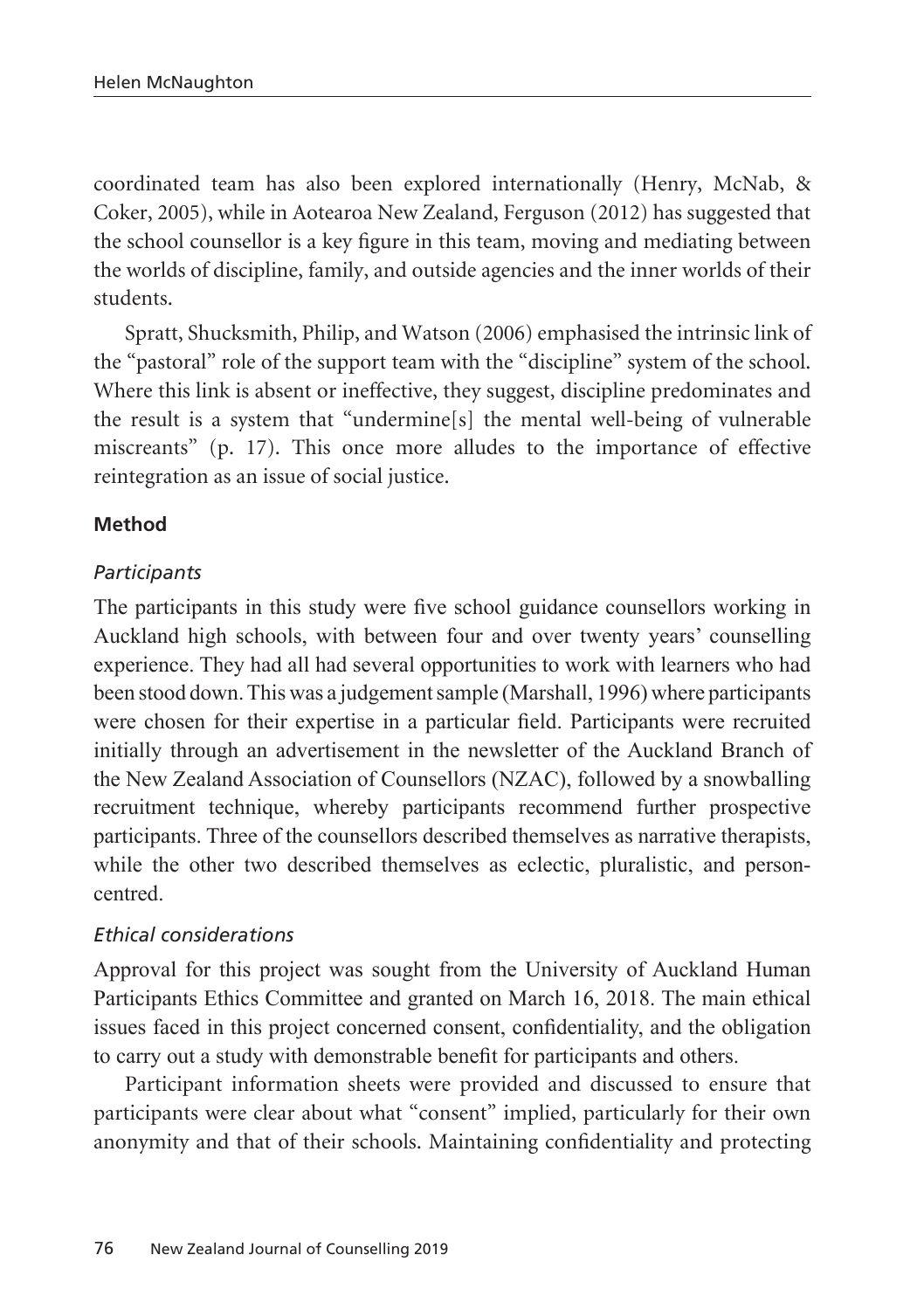coordinated team has also been explored internationally (Henry, McNab, & Coker, 2005), while in Aotearoa New Zealand, Ferguson (2012) has suggested that the school counsellor is a key figure in this team, moving and mediating between the worlds of discipline, family, and outside agencies and the inner worlds of their students.

Spratt, Shucksmith, Philip, and Watson (2006) emphasised the intrinsic link of the "pastoral" role of the support team with the "discipline" system of the school. Where this link is absent or ineffective, they suggest, discipline predominates and the result is a system that "undermine[s] the mental well-being of vulnerable miscreants" (p. 17). This once more alludes to the importance of effective reintegration as an issue of social justice.

## Method

### *Participants*

The participants in this study were five school guidance counsellors working in Auckland high schools, with between four and over twenty years' counselling experience. They had all had several opportunities to work with learners who had been stood down. This was a judgement sample (Marshall, 1996) where participants were chosen for their expertise in a particular field. Participants were recruited initially through an advertisement in the newsletter of the Auckland Branch of the New Zealand Association of Counsellors (NZAC), followed by a snowballing recruitment technique, whereby participants recommend further prospective participants. Three of the counsellors described themselves as narrative therapists, while the other two described themselves as eclectic, pluralistic, and person-centred.

### *Ethical considerations*

Approval for this project was sought from the University of Auckland Human Participants Ethics Committee and granted on March 16, 2018. The main ethical issues faced in this project concerned consent, confidentiality, and the obligation to carry out a study with demonstrable benefit for participants and others.

Participant information sheets were provided and discussed to ensure that participants were clear about what "consent" implied, particularly for their own anonymity and that of their schools. Maintaining confidentiality and protecting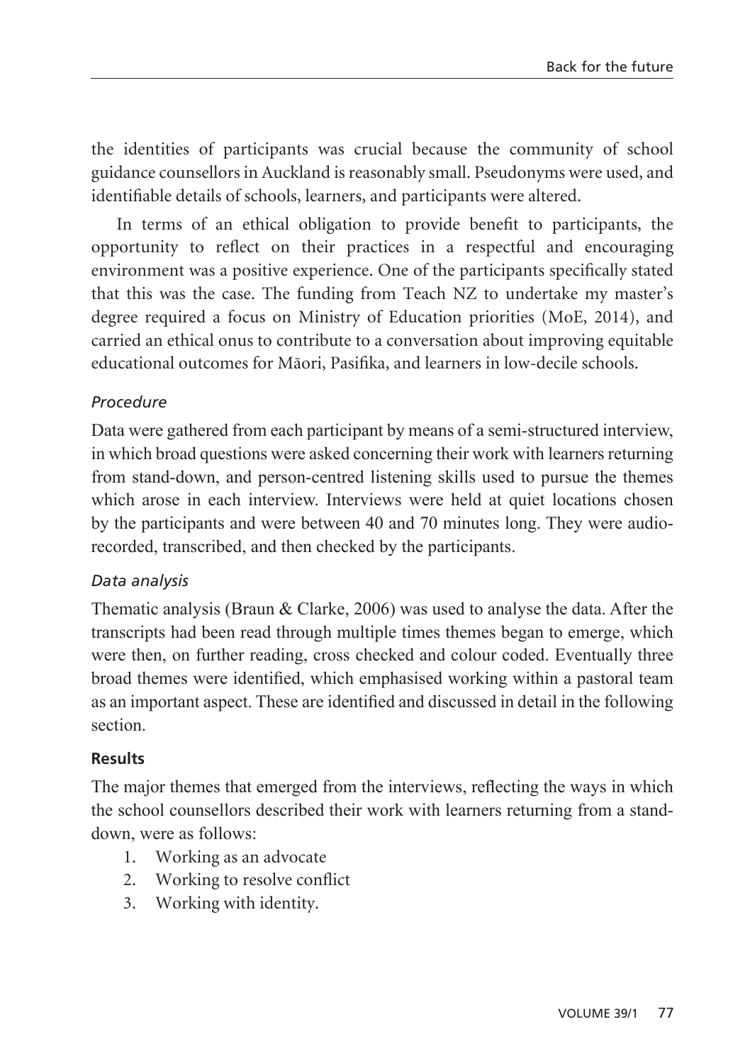the identities of participants was crucial because the community of school guidance counsellors in Auckland is reasonably small. Pseudonyms were used, and identifiable details of schools, learners, and participants were altered.

In terms of an ethical obligation to provide benefit to participants, the opportunity to reflect on their practices in a respectful and encouraging environment was a positive experience. One of the participants specifically stated that this was the case. The funding from Teach NZ to undertake my master's degree required a focus on Ministry of Education priorities (MoE, 2014), and carried an ethical onus to contribute to a conversation about improving equitable educational outcomes for Māori, Pasifika, and learners in low-decile schools.

### *Procedure*

Data were gathered from each participant by means of a semi-structured interview, in which broad questions were asked concerning their work with learners returning from stand-down, and person-centred listening skills used to pursue the themes which arose in each interview. Interviews were held at quiet locations chosen by the participants and were between 40 and 70 minutes long. They were audio-recorded, transcribed, and then checked by the participants.

### *Data analysis*

Thematic analysis (Braun & Clarke, 2006) was used to analyse the data. After the transcripts had been read through multiple times themes began to emerge, which were then, on further reading, cross checked and colour coded. Eventually three broad themes were identified, which emphasised working within a pastoral team as an important aspect. These are identified and discussed in detail in the following section.

## **Results**

The major themes that emerged from the interviews, reflecting the ways in which the school counsellors described their work with learners returning from a stand-down, were as follows:

1. Working as an advocate
2. Working to resolve conflict
3. Working with identity.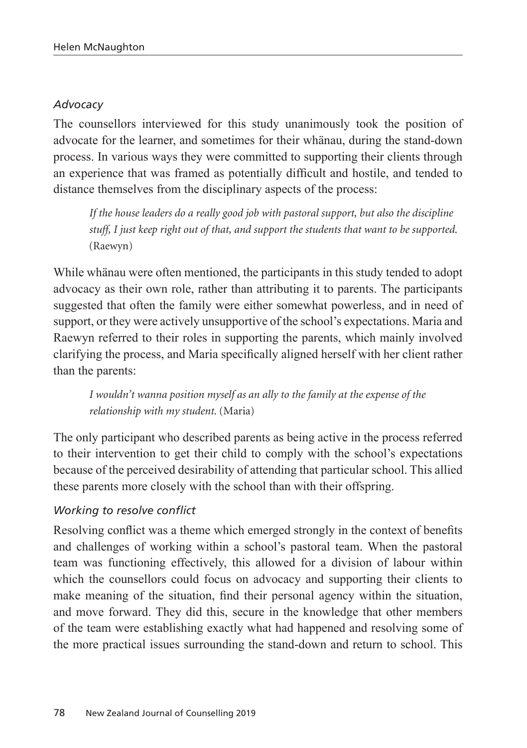### *Advocacy*

The counsellors interviewed for this study unanimously took the position of advocate for the learner, and sometimes for their whänau, during the stand-down process. In various ways they were committed to supporting their clients through an experience that was framed as potentially difficult and hostile, and tended to distance themselves from the disciplinary aspects of the process:

> *If the house leaders do a really good job with pastoral support, but also the discipline stuff, I just keep right out of that, and support the students that want to be supported.* (Raewyn)

While whänau were often mentioned, the participants in this study tended to adopt advocacy as their own role, rather than attributing it to parents. The participants suggested that often the family were either somewhat powerless, and in need of support, or they were actively unsupportive of the school's expectations. Maria and Raewyn referred to their roles in supporting the parents, which mainly involved clarifying the process, and Maria specifically aligned herself with her client rather than the parents:

> *I wouldn't wanna position myself as an ally to the family at the expense of the relationship with my student.* (Maria)

The only participant who described parents as being active in the process referred to their intervention to get their child to comply with the school's expectations because of the perceived desirability of attending that particular school. This allied these parents more closely with the school than with their offspring.

### *Working to resolve conflict*

Resolving conflict was a theme which emerged strongly in the context of benefits and challenges of working within a school's pastoral team. When the pastoral team was functioning effectively, this allowed for a division of labour within which the counsellors could focus on advocacy and supporting their clients to make meaning of the situation, find their personal agency within the situation, and move forward. They did this, secure in the knowledge that other members of the team were establishing exactly what had happened and resolving some of the more practical issues surrounding the stand-down and return to school. This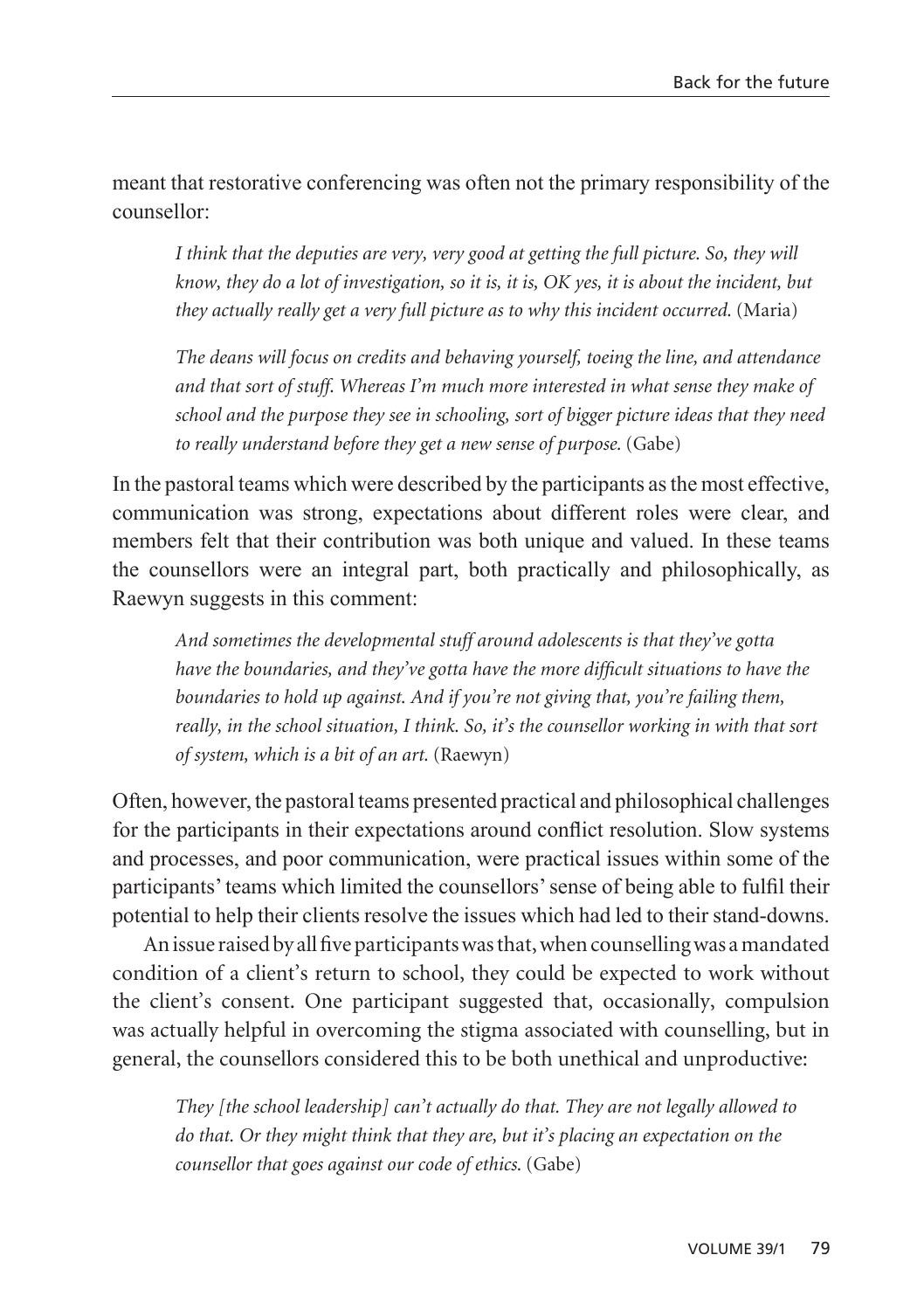meant that restorative conferencing was often not the primary responsibility of the counsellor:

> *I think that the deputies are very, very good at getting the full picture. So, they will know, they do a lot of investigation, so it is, it is, OK yes, it is about the incident, but they actually really get a very full picture as to why this incident occurred.* (Maria)

> *The deans will focus on credits and behaving yourself, toeing the line, and attendance and that sort of stuff. Whereas I'm much more interested in what sense they make of school and the purpose they see in schooling, sort of bigger picture ideas that they need to really understand before they get a new sense of purpose.* (Gabe)

In the pastoral teams which were described by the participants as the most effective, communication was strong, expectations about different roles were clear, and members felt that their contribution was both unique and valued. In these teams the counsellors were an integral part, both practically and philosophically, as Raewyn suggests in this comment:

> *And sometimes the developmental stuff around adolescents is that they've gotta have the boundaries, and they've gotta have the more difficult situations to have the boundaries to hold up against. And if you're not giving that, you're failing them, really, in the school situation, I think. So, it's the counsellor working in with that sort of system, which is a bit of an art.* (Raewyn)

Often, however, the pastoral teams presented practical and philosophical challenges for the participants in their expectations around conflict resolution. Slow systems and processes, and poor communication, were practical issues within some of the participants' teams which limited the counsellors' sense of being able to fulfil their potential to help their clients resolve the issues which had led to their stand-downs.

An issue raised by all five participants was that, when counselling was a mandated condition of a client's return to school, they could be expected to work without the client's consent. One participant suggested that, occasionally, compulsion was actually helpful in overcoming the stigma associated with counselling, but in general, the counsellors considered this to be both unethical and unproductive:

> *They [the school leadership] can't actually do that. They are not legally allowed to do that. Or they might think that they are, but it's placing an expectation on the counsellor that goes against our code of ethics.* (Gabe)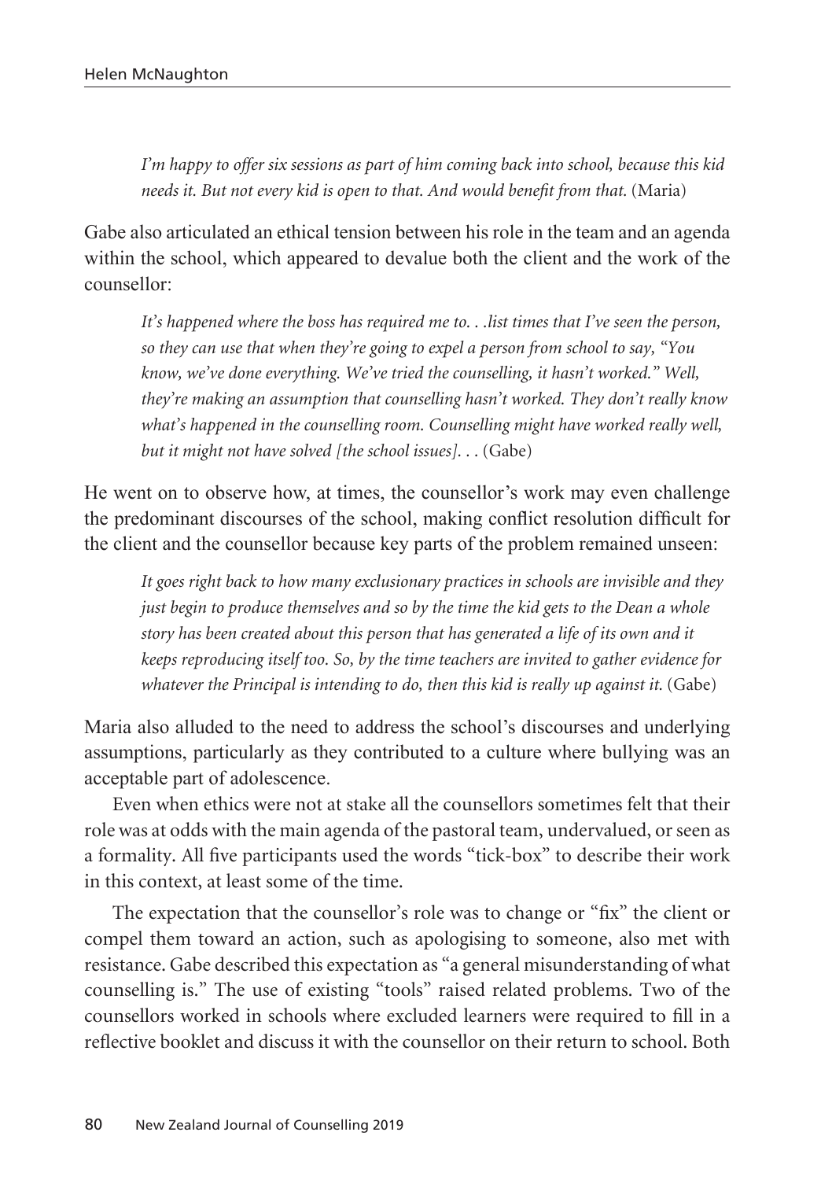*I'm happy to offer six sessions as part of him coming back into school, because this kid needs it. But not every kid is open to that. And would benefit from that.* (Maria)

Gabe also articulated an ethical tension between his role in the team and an agenda within the school, which appeared to devalue both the client and the work of the counsellor:

> *It's happened where the boss has required me to. . .list times that I've seen the person, so they can use that when they're going to expel a person from school to say, "You know, we've done everything. We've tried the counselling, it hasn't worked." Well, they're making an assumption that counselling hasn't worked. They don't really know what's happened in the counselling room. Counselling might have worked really well, but it might not have solved [the school issues]. . .* (Gabe)

He went on to observe how, at times, the counsellor's work may even challenge the predominant discourses of the school, making conflict resolution difficult for the client and the counsellor because key parts of the problem remained unseen:

> *It goes right back to how many exclusionary practices in schools are invisible and they just begin to produce themselves and so by the time the kid gets to the Dean a whole story has been created about this person that has generated a life of its own and it keeps reproducing itself too. So, by the time teachers are invited to gather evidence for whatever the Principal is intending to do, then this kid is really up against it.* (Gabe)

Maria also alluded to the need to address the school's discourses and underlying assumptions, particularly as they contributed to a culture where bullying was an acceptable part of adolescence.

Even when ethics were not at stake all the counsellors sometimes felt that their role was at odds with the main agenda of the pastoral team, undervalued, or seen as a formality. All five participants used the words "tick-box" to describe their work in this context, at least some of the time.

The expectation that the counsellor's role was to change or "fix" the client or compel them toward an action, such as apologising to someone, also met with resistance. Gabe described this expectation as "a general misunderstanding of what counselling is." The use of existing "tools" raised related problems. Two of the counsellors worked in schools where excluded learners were required to fill in a reflective booklet and discuss it with the counsellor on their return to school. Both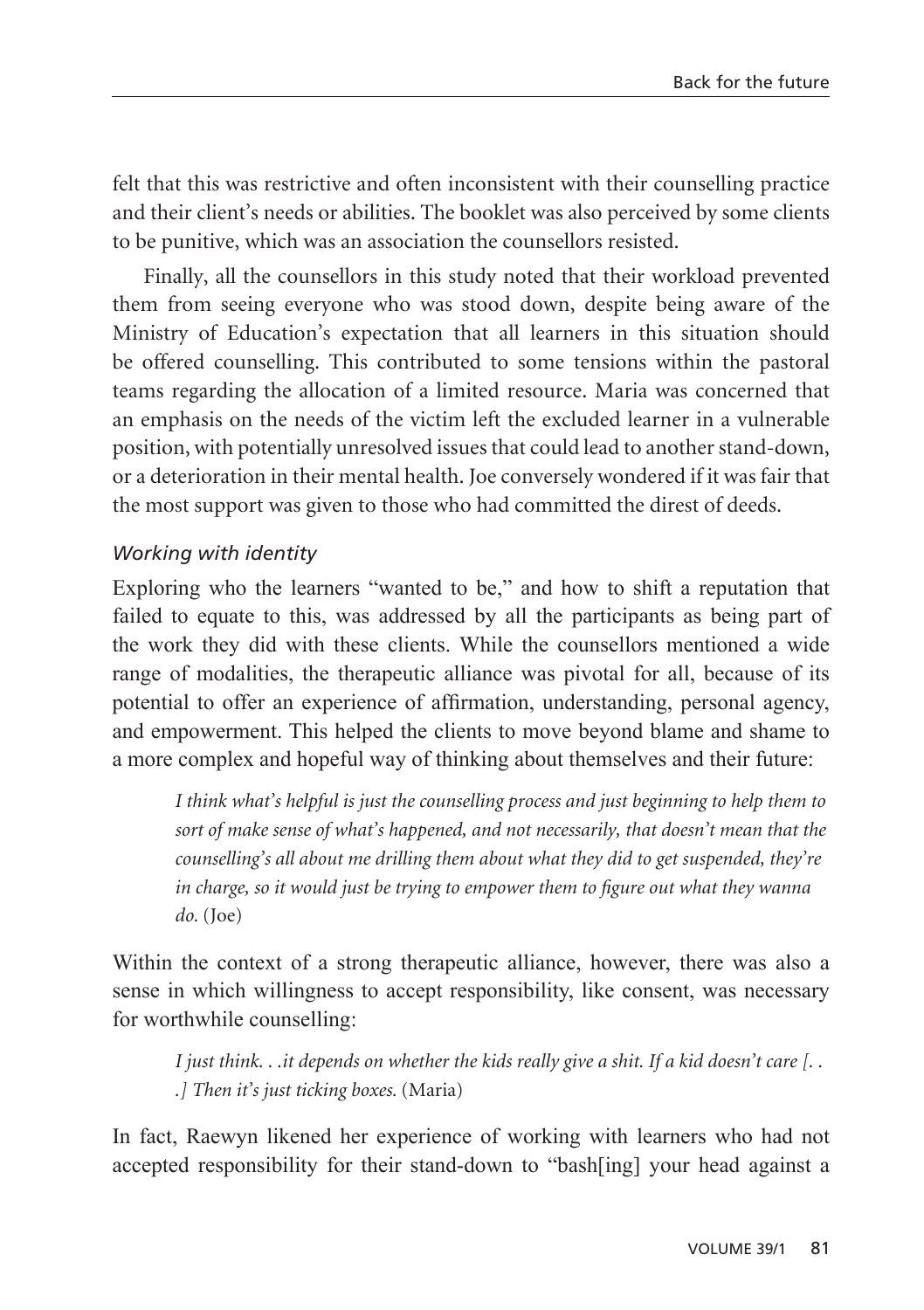felt that this was restrictive and often inconsistent with their counselling practice and their client's needs or abilities. The booklet was also perceived by some clients to be punitive, which was an association the counsellors resisted.

Finally, all the counsellors in this study noted that their workload prevented them from seeing everyone who was stood down, despite being aware of the Ministry of Education's expectation that all learners in this situation should be offered counselling. This contributed to some tensions within the pastoral teams regarding the allocation of a limited resource. Maria was concerned that an emphasis on the needs of the victim left the excluded learner in a vulnerable position, with potentially unresolved issues that could lead to another stand-down, or a deterioration in their mental health. Joe conversely wondered if it was fair that the most support was given to those who had committed the direst of deeds.

### *Working with identity*

Exploring who the learners "wanted to be," and how to shift a reputation that failed to equate to this, was addressed by all the participants as being part of the work they did with these clients. While the counsellors mentioned a wide range of modalities, the therapeutic alliance was pivotal for all, because of its potential to offer an experience of affirmation, understanding, personal agency, and empowerment. This helped the clients to move beyond blame and shame to a more complex and hopeful way of thinking about themselves and their future:

> *I think what's helpful is just the counselling process and just beginning to help them to sort of make sense of what's happened, and not necessarily, that doesn't mean that the counselling's all about me drilling them about what they did to get suspended, they're in charge, so it would just be trying to empower them to figure out what they wanna do.* (Joe)

Within the context of a strong therapeutic alliance, however, there was also a sense in which willingness to accept responsibility, like consent, was necessary for worthwhile counselling:

> *I just think. . .it depends on whether the kids really give a shit. If a kid doesn't care [. . .] Then it's just ticking boxes.* (Maria)

In fact, Raewyn likened her experience of working with learners who had not accepted responsibility for their stand-down to "bash[ing] your head against a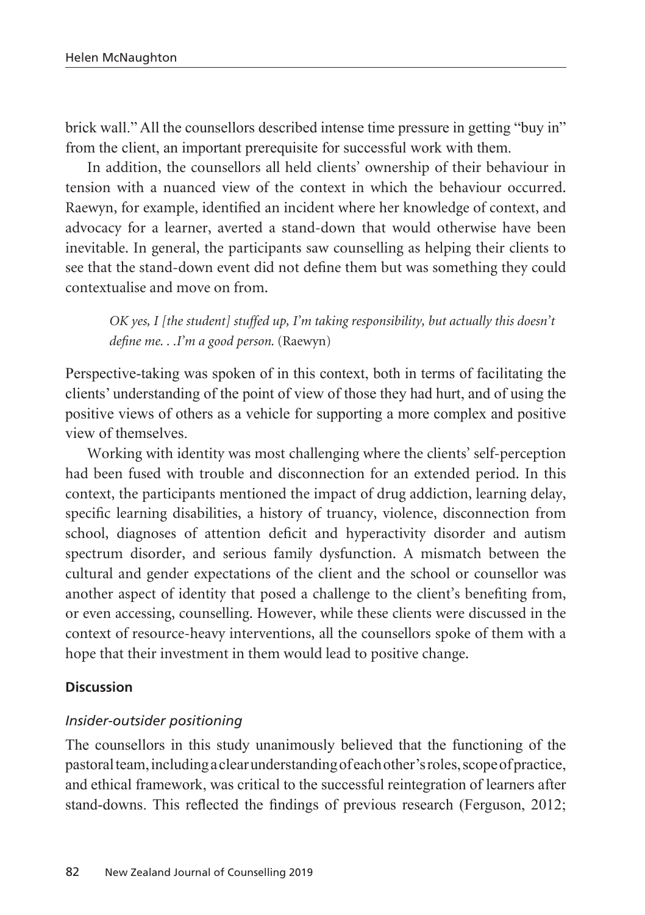brick wall." All the counsellors described intense time pressure in getting "buy in" from the client, an important prerequisite for successful work with them.

In addition, the counsellors all held clients' ownership of their behaviour in tension with a nuanced view of the context in which the behaviour occurred. Raewyn, for example, identified an incident where her knowledge of context, and advocacy for a learner, averted a stand-down that would otherwise have been inevitable. In general, the participants saw counselling as helping their clients to see that the stand-down event did not define them but was something they could contextualise and move on from.

> *OK yes, I [the student] stuffed up, I'm taking responsibility, but actually this doesn't define me. . .I'm a good person.* (Raewyn)

Perspective-taking was spoken of in this context, both in terms of facilitating the clients' understanding of the point of view of those they had hurt, and of using the positive views of others as a vehicle for supporting a more complex and positive view of themselves.

Working with identity was most challenging where the clients' self-perception had been fused with trouble and disconnection for an extended period. In this context, the participants mentioned the impact of drug addiction, learning delay, specific learning disabilities, a history of truancy, violence, disconnection from school, diagnoses of attention deficit and hyperactivity disorder and autism spectrum disorder, and serious family dysfunction. A mismatch between the cultural and gender expectations of the client and the school or counsellor was another aspect of identity that posed a challenge to the client's benefiting from, or even accessing, counselling. However, while these clients were discussed in the context of resource-heavy interventions, all the counsellors spoke of them with a hope that their investment in them would lead to positive change.

## Discussion

### *Insider-outsider positioning*

The counsellors in this study unanimously believed that the functioning of the pastoral team, including a clear understanding of each other's roles, scope of practice, and ethical framework, was critical to the successful reintegration of learners after stand-downs. This reflected the findings of previous research (Ferguson, 2012;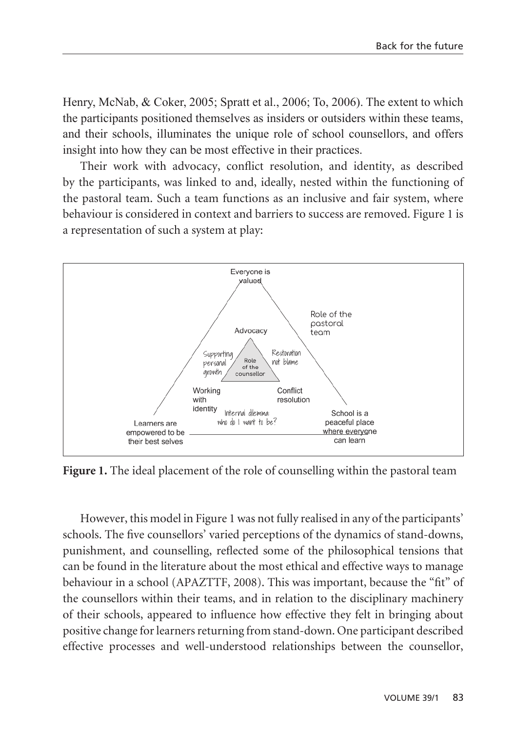Henry, McNab, & Coker, 2005; Spratt et al., 2006; To, 2006). The extent to which the participants positioned themselves as insiders or outsiders within these teams, and their schools, illuminates the unique role of school counsellors, and offers insight into how they can be most effective in their practices.

Their work with advocacy, conflict resolution, and identity, as described by the participants, was linked to and, ideally, nested within the functioning of the pastoral team. Such a team functions as an inclusive and fair system, where behaviour is considered in context and barriers to success are removed. Figure 1 is a representation of such a system at play:

**Figure 1.** The ideal placement of the role of counselling within the pastoral team

However, this model in Figure 1 was not fully realised in any of the participants' schools. The five counsellors' varied perceptions of the dynamics of stand-downs, punishment, and counselling, reflected some of the philosophical tensions that can be found in the literature about the most ethical and effective ways to manage behaviour in a school (APAZTTF, 2008). This was important, because the "fit" of the counsellors within their teams, and in relation to the disciplinary machinery of their schools, appeared to influence how effective they felt in bringing about positive change for learners returning from stand-down. One participant described effective processes and well-understood relationships between the counsellor,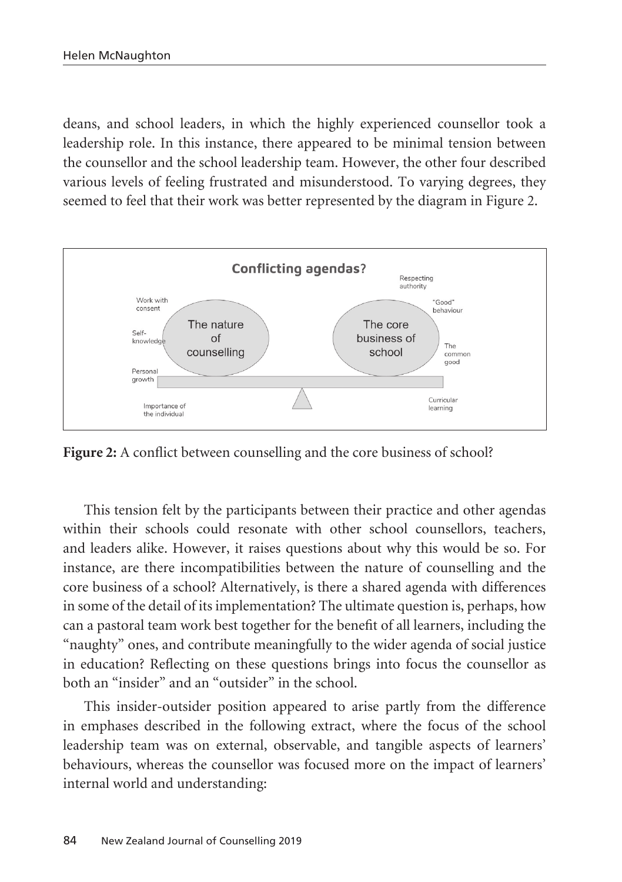deans, and school leaders, in which the highly experienced counsellor took a leadership role. In this instance, there appeared to be minimal tension between the counsellor and the school leadership team. However, the other four described various levels of feeling frustrated and misunderstood. To varying degrees, they seemed to feel that their work was better represented by the diagram in Figure 2.

**Figure 2:** A conflict between counselling and the core business of school?

This tension felt by the participants between their practice and other agendas within their schools could resonate with other school counsellors, teachers, and leaders alike. However, it raises questions about why this would be so. For instance, are there incompatibilities between the nature of counselling and the core business of a school? Alternatively, is there a shared agenda with differences in some of the detail of its implementation? The ultimate question is, perhaps, how can a pastoral team work best together for the benefit of all learners, including the "naughty" ones, and contribute meaningfully to the wider agenda of social justice in education? Reflecting on these questions brings into focus the counsellor as both an "insider" and an "outsider" in the school.

This insider-outsider position appeared to arise partly from the difference in emphases described in the following extract, where the focus of the school leadership team was on external, observable, and tangible aspects of learners' behaviours, whereas the counsellor was focused more on the impact of learners' internal world and understanding: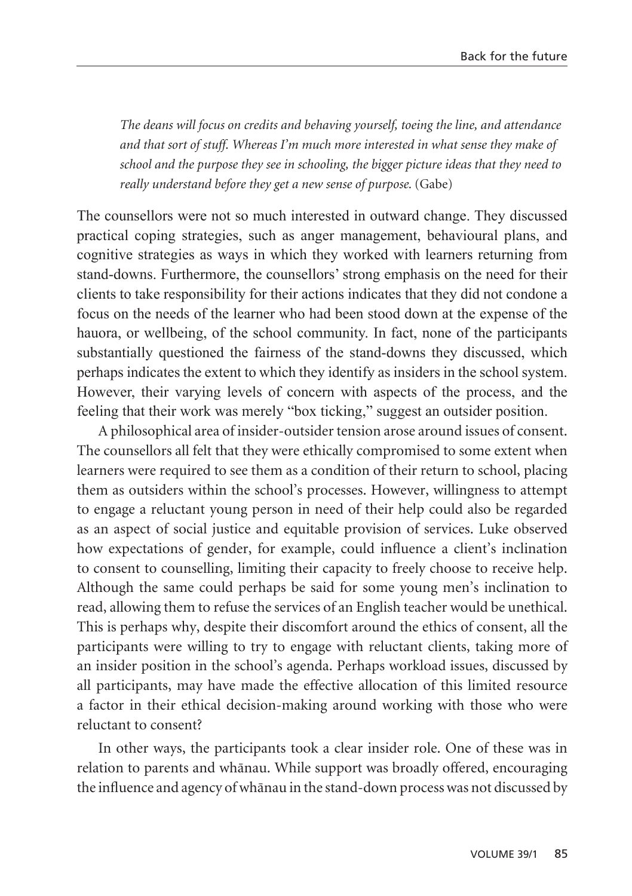> *The deans will focus on credits and behaving yourself, toeing the line, and attendance and that sort of stuff. Whereas I'm much more interested in what sense they make of school and the purpose they see in schooling, the bigger picture ideas that they need to really understand before they get a new sense of purpose.* (Gabe)

The counsellors were not so much interested in outward change. They discussed practical coping strategies, such as anger management, behavioural plans, and cognitive strategies as ways in which they worked with learners returning from stand-downs. Furthermore, the counsellors' strong emphasis on the need for their clients to take responsibility for their actions indicates that they did not condone a focus on the needs of the learner who had been stood down at the expense of the hauora, or wellbeing, of the school community. In fact, none of the participants substantially questioned the fairness of the stand-downs they discussed, which perhaps indicates the extent to which they identify as insiders in the school system. However, their varying levels of concern with aspects of the process, and the feeling that their work was merely "box ticking," suggest an outsider position.

A philosophical area of insider-outsider tension arose around issues of consent. The counsellors all felt that they were ethically compromised to some extent when learners were required to see them as a condition of their return to school, placing them as outsiders within the school's processes. However, willingness to attempt to engage a reluctant young person in need of their help could also be regarded as an aspect of social justice and equitable provision of services. Luke observed how expectations of gender, for example, could influence a client's inclination to consent to counselling, limiting their capacity to freely choose to receive help. Although the same could perhaps be said for some young men's inclination to read, allowing them to refuse the services of an English teacher would be unethical. This is perhaps why, despite their discomfort around the ethics of consent, all the participants were willing to try to engage with reluctant clients, taking more of an insider position in the school's agenda. Perhaps workload issues, discussed by all participants, may have made the effective allocation of this limited resource a factor in their ethical decision-making around working with those who were reluctant to consent?

In other ways, the participants took a clear insider role. One of these was in relation to parents and whānau. While support was broadly offered, encouraging the influence and agency of whānau in the stand-down process was not discussed by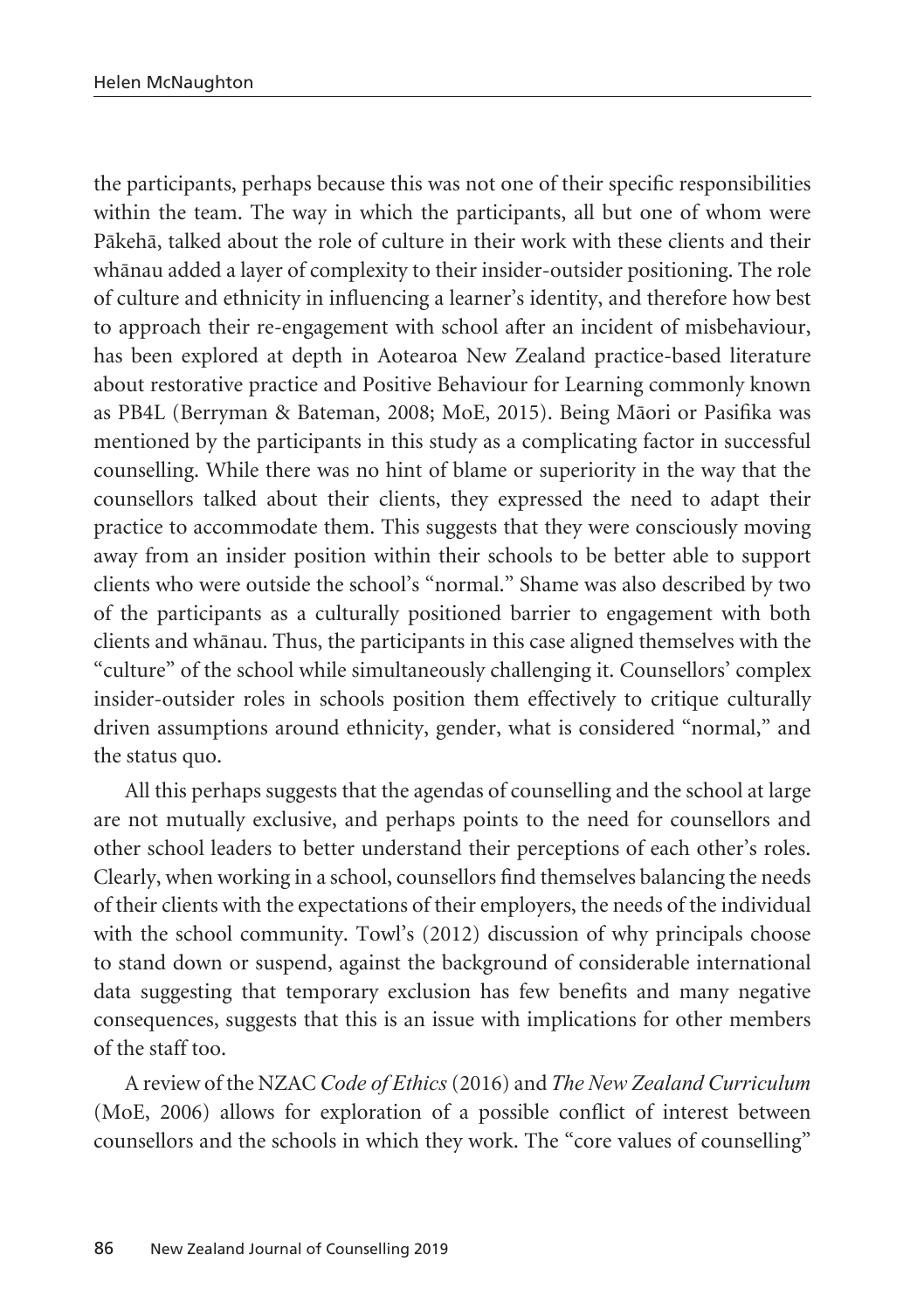the participants, perhaps because this was not one of their specific responsibilities within the team. The way in which the participants, all but one of whom were Pākehā, talked about the role of culture in their work with these clients and their whānau added a layer of complexity to their insider-outsider positioning. The role of culture and ethnicity in influencing a learner's identity, and therefore how best to approach their re-engagement with school after an incident of misbehaviour, has been explored at depth in Aotearoa New Zealand practice-based literature about restorative practice and Positive Behaviour for Learning commonly known as PB4L (Berryman & Bateman, 2008; MoE, 2015). Being Māori or Pasifika was mentioned by the participants in this study as a complicating factor in successful counselling. While there was no hint of blame or superiority in the way that the counsellors talked about their clients, they expressed the need to adapt their practice to accommodate them. This suggests that they were consciously moving away from an insider position within their schools to be better able to support clients who were outside the school's "normal." Shame was also described by two of the participants as a culturally positioned barrier to engagement with both clients and whānau. Thus, the participants in this case aligned themselves with the "culture" of the school while simultaneously challenging it. Counsellors' complex insider-outsider roles in schools position them effectively to critique culturally driven assumptions around ethnicity, gender, what is considered "normal," and the status quo.

All this perhaps suggests that the agendas of counselling and the school at large are not mutually exclusive, and perhaps points to the need for counsellors and other school leaders to better understand their perceptions of each other's roles. Clearly, when working in a school, counsellors find themselves balancing the needs of their clients with the expectations of their employers, the needs of the individual with the school community. Towl's (2012) discussion of why principals choose to stand down or suspend, against the background of considerable international data suggesting that temporary exclusion has few benefits and many negative consequences, suggests that this is an issue with implications for other members of the staff too.

A review of the NZAC *Code of Ethics* (2016) and *The New Zealand Curriculum* (MoE, 2006) allows for exploration of a possible conflict of interest between counsellors and the schools in which they work. The "core values of counselling"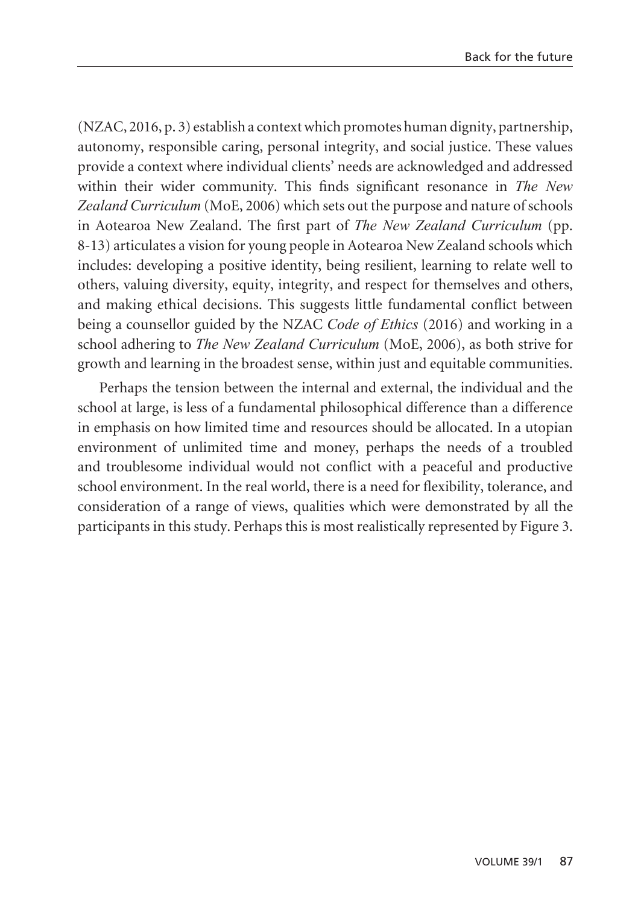(NZAC, 2016, p. 3) establish a context which promotes human dignity, partnership, autonomy, responsible caring, personal integrity, and social justice. These values provide a context where individual clients' needs are acknowledged and addressed within their wider community. This finds significant resonance in *The New Zealand Curriculum* (MoE, 2006) which sets out the purpose and nature of schools in Aotearoa New Zealand. The first part of *The New Zealand Curriculum* (pp. 8-13) articulates a vision for young people in Aotearoa New Zealand schools which includes: developing a positive identity, being resilient, learning to relate well to others, valuing diversity, equity, integrity, and respect for themselves and others, and making ethical decisions. This suggests little fundamental conflict between being a counsellor guided by the NZAC *Code of Ethics* (2016) and working in a school adhering to *The New Zealand Curriculum* (MoE, 2006), as both strive for growth and learning in the broadest sense, within just and equitable communities.

Perhaps the tension between the internal and external, the individual and the school at large, is less of a fundamental philosophical difference than a difference in emphasis on how limited time and resources should be allocated. In a utopian environment of unlimited time and money, perhaps the needs of a troubled and troublesome individual would not conflict with a peaceful and productive school environment. In the real world, there is a need for flexibility, tolerance, and consideration of a range of views, qualities which were demonstrated by all the participants in this study. Perhaps this is most realistically represented by Figure 3.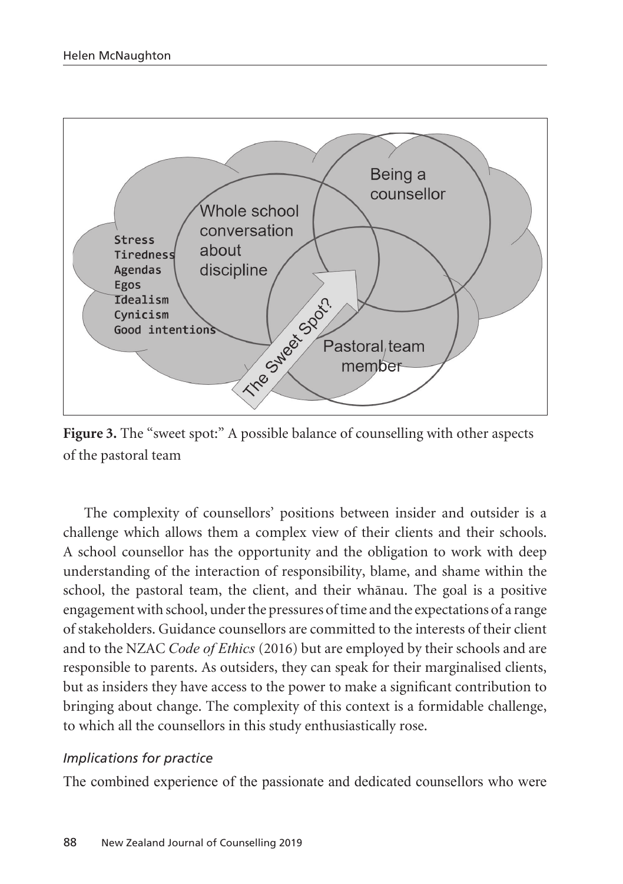**Figure 3.** The "sweet spot:" A possible balance of counselling with other aspects of the pastoral team

The complexity of counsellors' positions between insider and outsider is a challenge which allows them a complex view of their clients and their schools. A school counsellor has the opportunity and the obligation to work with deep understanding of the interaction of responsibility, blame, and shame within the school, the pastoral team, the client, and their whānau. The goal is a positive engagement with school, under the pressures of time and the expectations of a range of stakeholders. Guidance counsellors are committed to the interests of their client and to the NZAC *Code of Ethics* (2016) but are employed by their schools and are responsible to parents. As outsiders, they can speak for their marginalised clients, but as insiders they have access to the power to make a significant contribution to bringing about change. The complexity of this context is a formidable challenge, to which all the counsellors in this study enthusiastically rose.

### *Implications for practice*

The combined experience of the passionate and dedicated counsellors who were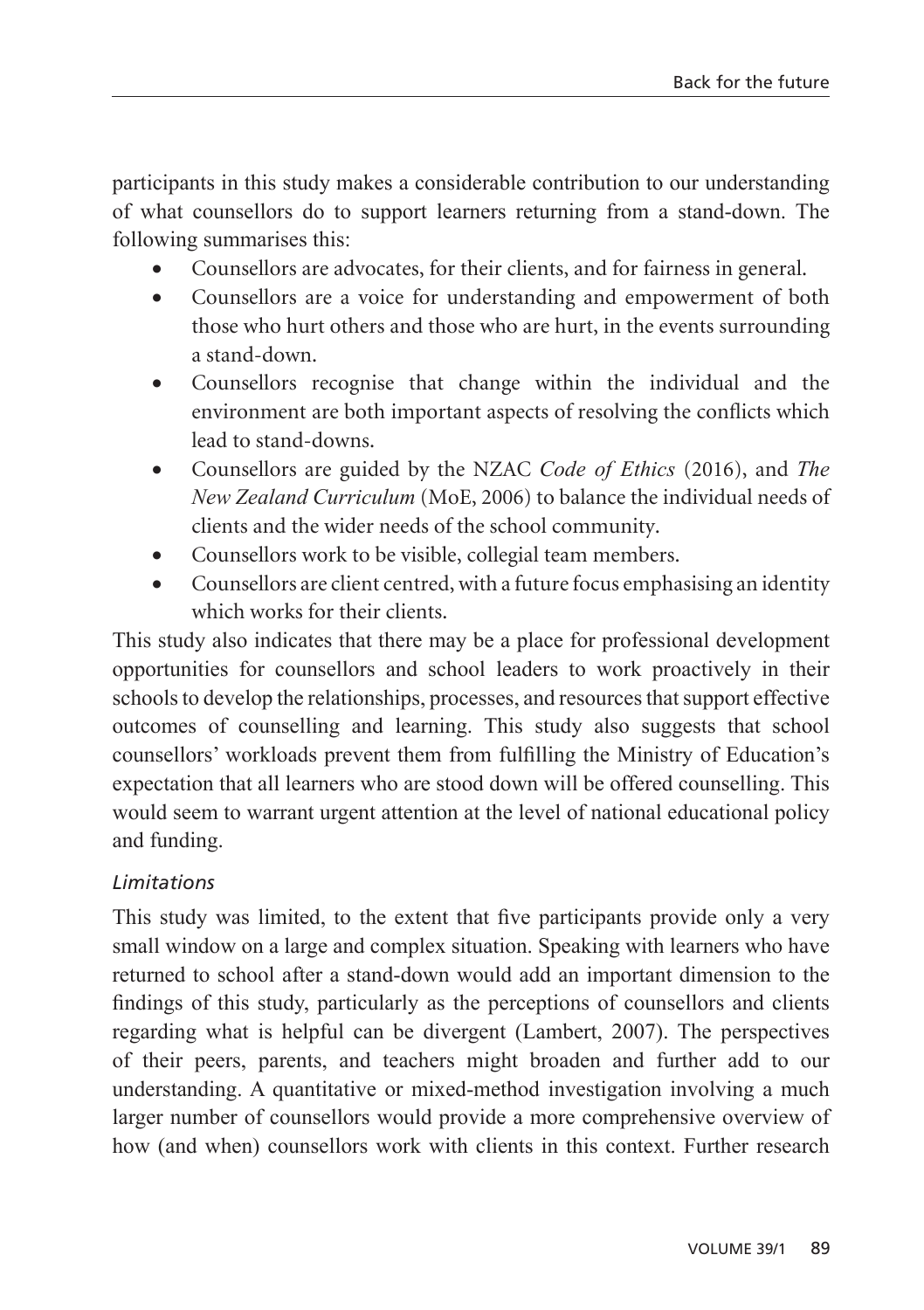participants in this study makes a considerable contribution to our understanding of what counsellors do to support learners returning from a stand-down. The following summarises this:

- Counsellors are advocates, for their clients, and for fairness in general.
- Counsellors are a voice for understanding and empowerment of both those who hurt others and those who are hurt, in the events surrounding a stand-down.
- Counsellors recognise that change within the individual and the environment are both important aspects of resolving the conflicts which lead to stand-downs.
- Counsellors are guided by the NZAC *Code of Ethics* (2016), and *The New Zealand Curriculum* (MoE, 2006) to balance the individual needs of clients and the wider needs of the school community.
- Counsellors work to be visible, collegial team members.
- Counsellors are client centred, with a future focus emphasising an identity which works for their clients.

This study also indicates that there may be a place for professional development opportunities for counsellors and school leaders to work proactively in their schools to develop the relationships, processes, and resources that support effective outcomes of counselling and learning. This study also suggests that school counsellors' workloads prevent them from fulfilling the Ministry of Education's expectation that all learners who are stood down will be offered counselling. This would seem to warrant urgent attention at the level of national educational policy and funding.

### *Limitations*

This study was limited, to the extent that five participants provide only a very small window on a large and complex situation. Speaking with learners who have returned to school after a stand-down would add an important dimension to the findings of this study, particularly as the perceptions of counsellors and clients regarding what is helpful can be divergent (Lambert, 2007). The perspectives of their peers, parents, and teachers might broaden and further add to our understanding. A quantitative or mixed-method investigation involving a much larger number of counsellors would provide a more comprehensive overview of how (and when) counsellors work with clients in this context. Further research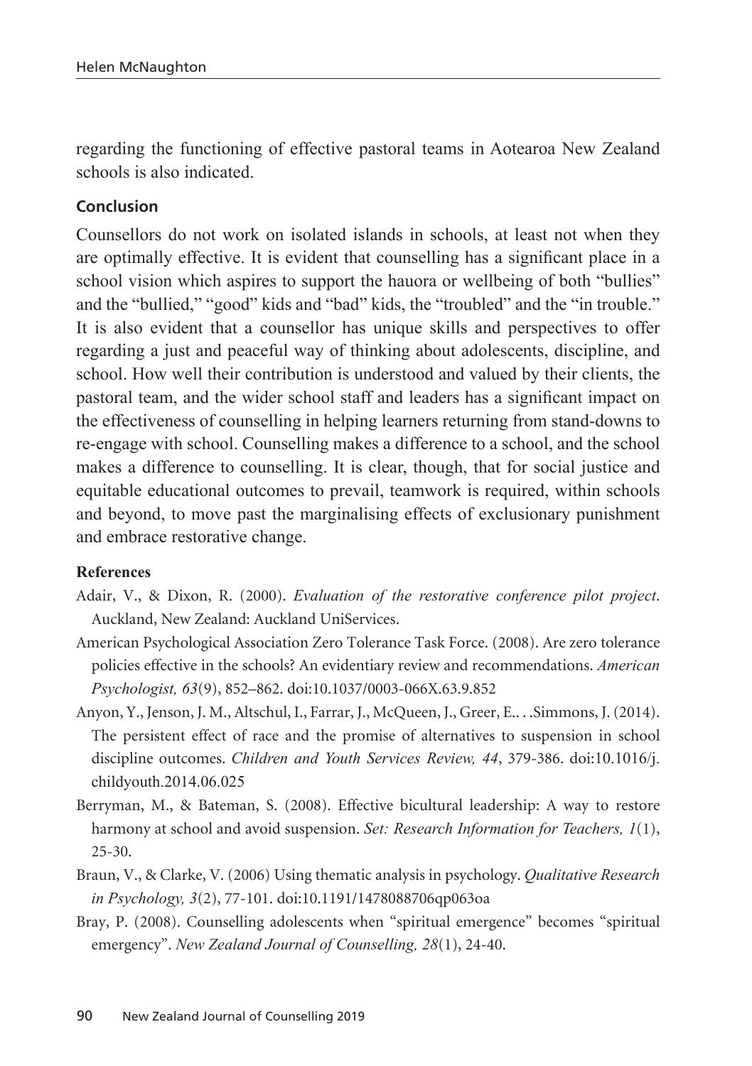regarding the functioning of effective pastoral teams in Aotearoa New Zealand schools is also indicated.

## Conclusion

Counsellors do not work on isolated islands in schools, at least not when they are optimally effective. It is evident that counselling has a significant place in a school vision which aspires to support the hauora or wellbeing of both "bullies" and the "bullied," "good" kids and "bad" kids, the "troubled" and the "in trouble." It is also evident that a counsellor has unique skills and perspectives to offer regarding a just and peaceful way of thinking about adolescents, discipline, and school. How well their contribution is understood and valued by their clients, the pastoral team, and the wider school staff and leaders has a significant impact on the effectiveness of counselling in helping learners returning from stand-downs to re-engage with school. Counselling makes a difference to a school, and the school makes a difference to counselling. It is clear, though, that for social justice and equitable educational outcomes to prevail, teamwork is required, within schools and beyond, to move past the marginalising effects of exclusionary punishment and embrace restorative change.

### References

Adair, V., & Dixon, R. (2000). *Evaluation of the restorative conference pilot project*. Auckland, New Zealand: Auckland UniServices.

American Psychological Association Zero Tolerance Task Force. (2008). Are zero tolerance policies effective in the schools? An evidentiary review and recommendations. *American Psychologist, 63*(9), 852–862. doi:10.1037/0003-066X.63.9.852

Anyon, Y., Jenson, J. M., Altschul, I., Farrar, J., McQueen, J., Greer, E.. . .Simmons, J. (2014). The persistent effect of race and the promise of alternatives to suspension in school discipline outcomes. *Children and Youth Services Review, 44*, 379-386. doi:10.1016/j.childyouth.2014.06.025

Berryman, M., & Bateman, S. (2008). Effective bicultural leadership: A way to restore harmony at school and avoid suspension. *Set: Research Information for Teachers, 1*(1), 25-30.

Braun, V., & Clarke, V. (2006) Using thematic analysis in psychology. *Qualitative Research in Psychology, 3*(2), 77-101. doi:10.1191/1478088706qp063oa

Bray, P. (2008). Counselling adolescents when "spiritual emergence" becomes "spiritual emergency". *New Zealand Journal of Counselling, 28*(1), 24-40.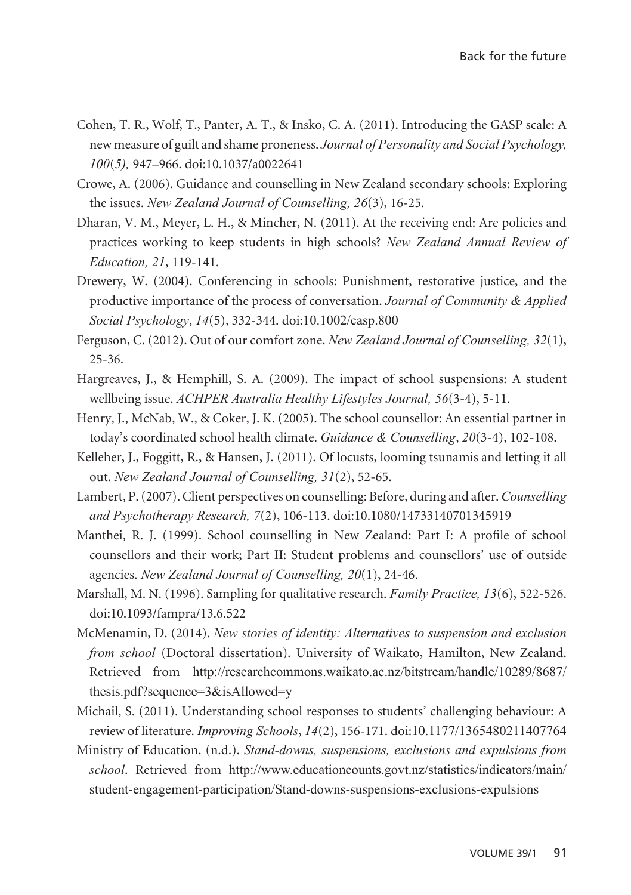Cohen, T. R., Wolf, T., Panter, A. T., & Insko, C. A. (2011). Introducing the GASP scale: A new measure of guilt and shame proneness. *Journal of Personality and Social Psychology, 100*(*5),* 947–966. doi:10.1037/a0022641

Crowe, A. (2006). Guidance and counselling in New Zealand secondary schools: Exploring the issues. *New Zealand Journal of Counselling, 26*(3), 16-25.

Dharan, V. M., Meyer, L. H., & Mincher, N. (2011). At the receiving end: Are policies and practices working to keep students in high schools? *New Zealand Annual Review of Education, 21*, 119-141.

Drewery, W. (2004). Conferencing in schools: Punishment, restorative justice, and the productive importance of the process of conversation. *Journal of Community & Applied Social Psychology*, *14*(5), 332-344. doi:10.1002/casp.800

Ferguson, C. (2012). Out of our comfort zone. *New Zealand Journal of Counselling, 32*(1), 25-36.

Hargreaves, J., & Hemphill, S. A. (2009). The impact of school suspensions: A student wellbeing issue. *ACHPER Australia Healthy Lifestyles Journal, 56*(3-4), 5-11.

Henry, J., McNab, W., & Coker, J. K. (2005). The school counsellor: An essential partner in today's coordinated school health climate. *Guidance & Counselling*, *20*(3-4), 102-108.

Kelleher, J., Foggitt, R., & Hansen, J. (2011). Of locusts, looming tsunamis and letting it all out. *New Zealand Journal of Counselling, 31*(2), 52-65.

Lambert, P. (2007). Client perspectives on counselling: Before, during and after. *Counselling and Psychotherapy Research, 7*(2), 106-113. doi:10.1080/14733140701345919

Manthei, R. J. (1999). School counselling in New Zealand: Part I: A profile of school counsellors and their work; Part II: Student problems and counsellors' use of outside agencies. *New Zealand Journal of Counselling, 20*(1), 24-46.

Marshall, M. N. (1996). Sampling for qualitative research. *Family Practice, 13*(6), 522-526. doi:10.1093/fampra/13.6.522

McMenamin, D. (2014). *New stories of identity: Alternatives to suspension and exclusion from school* (Doctoral dissertation). University of Waikato, Hamilton, New Zealand. Retrieved from http://researchcommons.waikato.ac.nz/bitstream/handle/10289/8687/thesis.pdf?sequence=3&isAllowed=y

Michail, S. (2011). Understanding school responses to students' challenging behaviour: A review of literature. *Improving Schools*, *14*(2), 156-171. doi:10.1177/1365480211407764

Ministry of Education. (n.d.). *Stand-downs, suspensions, exclusions and expulsions from school*. Retrieved from http://www.educationcounts.govt.nz/statistics/indicators/main/student-engagement-participation/Stand-downs-suspensions-exclusions-expulsions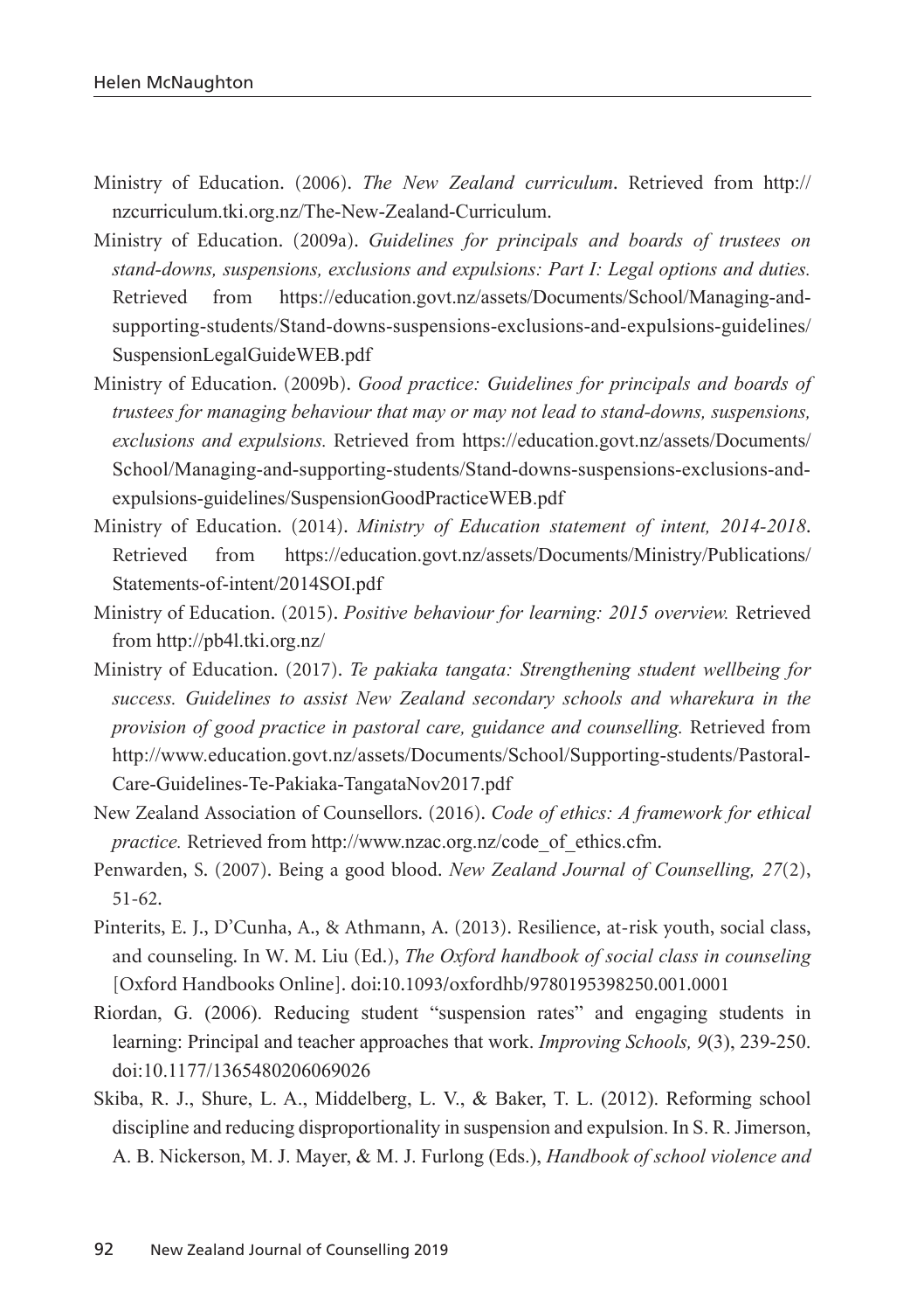Ministry of Education. (2006). *The New Zealand curriculum*. Retrieved from http://nzcurriculum.tki.org.nz/The-New-Zealand-Curriculum.

Ministry of Education. (2009a). *Guidelines for principals and boards of trustees on stand-downs, suspensions, exclusions and expulsions: Part I: Legal options and duties.* Retrieved from https://education.govt.nz/assets/Documents/School/Managing-and-supporting-students/Stand-downs-suspensions-exclusions-and-expulsions-guidelines/SuspensionLegalGuideWEB.pdf

Ministry of Education. (2009b). *Good practice: Guidelines for principals and boards of trustees for managing behaviour that may or may not lead to stand-downs, suspensions, exclusions and expulsions.* Retrieved from https://education.govt.nz/assets/Documents/School/Managing-and-supporting-students/Stand-downs-suspensions-exclusions-and-expulsions-guidelines/SuspensionGoodPracticeWEB.pdf

Ministry of Education. (2014). *Ministry of Education statement of intent, 2014-2018*. Retrieved from https://education.govt.nz/assets/Documents/Ministry/Publications/Statements-of-intent/2014SOI.pdf

Ministry of Education. (2015). *Positive behaviour for learning: 2015 overview.* Retrieved from http://pb4l.tki.org.nz/

Ministry of Education. (2017). *Te pakiaka tangata: Strengthening student wellbeing for success. Guidelines to assist New Zealand secondary schools and wharekura in the provision of good practice in pastoral care, guidance and counselling.* Retrieved from http://www.education.govt.nz/assets/Documents/School/Supporting-students/Pastoral-Care-Guidelines-Te-Pakiaka-TangataNov2017.pdf

New Zealand Association of Counsellors. (2016). *Code of ethics: A framework for ethical practice.* Retrieved from http://www.nzac.org.nz/code_of_ethics.cfm.

Penwarden, S. (2007). Being a good blood. *New Zealand Journal of Counselling, 27*(2), 51-62.

Pinterits, E. J., D'Cunha, A., & Athmann, A. (2013). Resilience, at-risk youth, social class, and counseling. In W. M. Liu (Ed.), *The Oxford handbook of social class in counseling* [Oxford Handbooks Online]. doi:10.1093/oxfordhb/9780195398250.001.0001

Riordan, G. (2006). Reducing student "suspension rates" and engaging students in learning: Principal and teacher approaches that work. *Improving Schools, 9*(3), 239-250. doi:10.1177/1365480206069026

Skiba, R. J., Shure, L. A., Middelberg, L. V., & Baker, T. L. (2012). Reforming school discipline and reducing disproportionality in suspension and expulsion. In S. R. Jimerson, A. B. Nickerson, M. J. Mayer, & M. J. Furlong (Eds.), *Handbook of school violence and*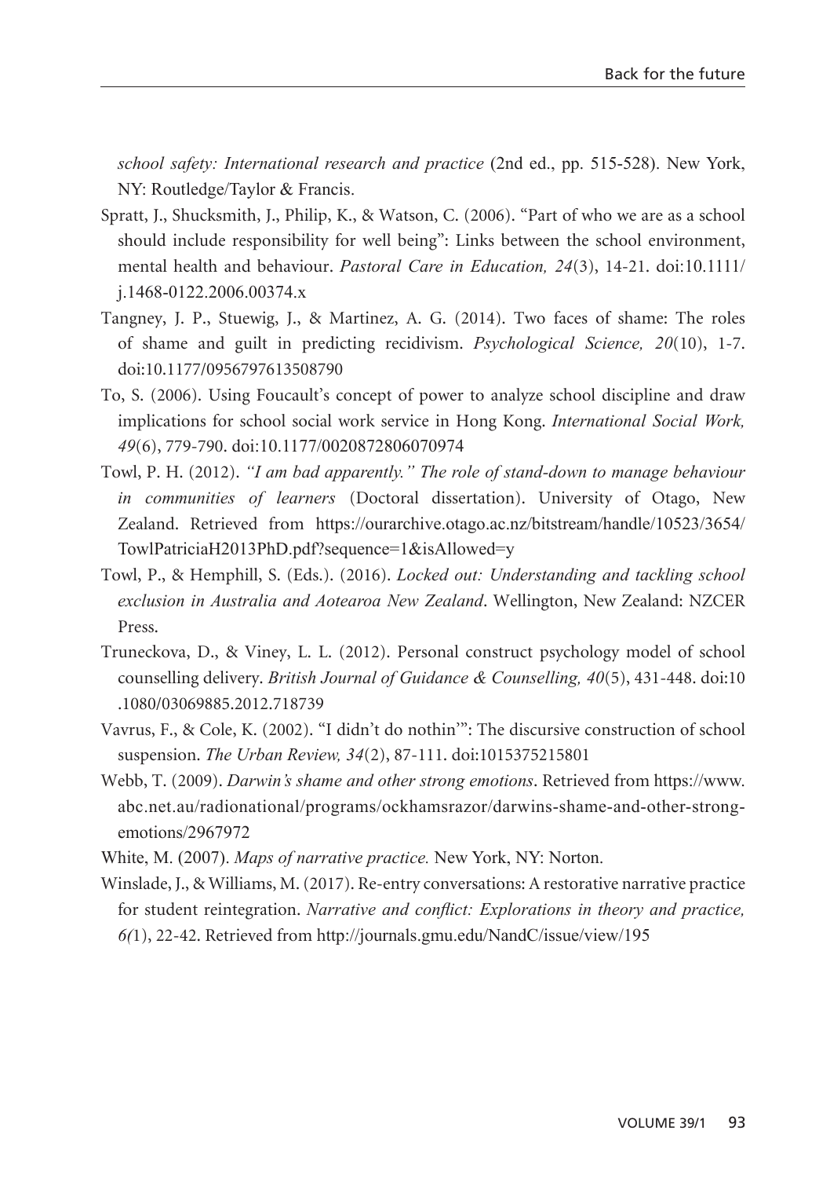*school safety: International research and practice* (2nd ed., pp. 515-528). New York, NY: Routledge/Taylor & Francis.

Spratt, J., Shucksmith, J., Philip, K., & Watson, C. (2006). "Part of who we are as a school should include responsibility for well being": Links between the school environment, mental health and behaviour. *Pastoral Care in Education, 24*(3), 14-21. doi:10.1111/j.1468-0122.2006.00374.x

Tangney, J. P., Stuewig, J., & Martinez, A. G. (2014). Two faces of shame: The roles of shame and guilt in predicting recidivism. *Psychological Science, 20*(10), 1-7. doi:10.1177/0956797613508790

To, S. (2006). Using Foucault's concept of power to analyze school discipline and draw implications for school social work service in Hong Kong. *International Social Work, 49*(6), 779-790. doi:10.1177/0020872806070974

Towl, P. H. (2012). *"I am bad apparently." The role of stand-down to manage behaviour in communities of learners* (Doctoral dissertation). University of Otago, New Zealand. Retrieved from https://ourarchive.otago.ac.nz/bitstream/handle/10523/3654/TowlPatriciaH2013PhD.pdf?sequence=1&isAllowed=y

Towl, P., & Hemphill, S. (Eds.). (2016). *Locked out: Understanding and tackling school exclusion in Australia and Aotearoa New Zealand*. Wellington, New Zealand: NZCER Press.

Truneckova, D., & Viney, L. L. (2012). Personal construct psychology model of school counselling delivery. *British Journal of Guidance & Counselling, 40*(5), 431-448. doi:10.1080/03069885.2012.718739

Vavrus, F., & Cole, K. (2002). "I didn't do nothin'": The discursive construction of school suspension. *The Urban Review, 34*(2), 87-111. doi:1015375215801

Webb, T. (2009). *Darwin's shame and other strong emotions*. Retrieved from https://www.abc.net.au/radionational/programs/ockhamsrazor/darwins-shame-and-other-strong-emotions/2967972

White, M. (2007). *Maps of narrative practice.* New York, NY: Norton.

Winslade, J., & Williams, M. (2017). Re-entry conversations: A restorative narrative practice for student reintegration. *Narrative and conflict: Explorations in theory and practice, 6(*1), 22-42. Retrieved from http://journals.gmu.edu/NandC/issue/view/195